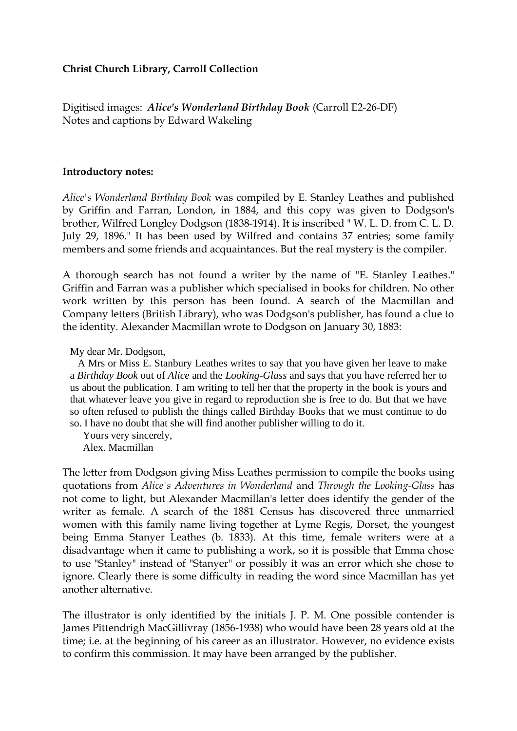**Christ Church Library, Carroll Collection**

Digitised images: ***Alice's Wonderland Birthday Book*** (Carroll E2-26-DF)
Notes and captions by Edward Wakeling

**Introductory notes:**

*Alice's Wonderland Birthday Book* was compiled by E. Stanley Leathes and published by Griffin and Farran, London, in 1884, and this copy was given to Dodgson's brother, Wilfred Longley Dodgson (1838-1914). It is inscribed " W. L. D. from C. L. D. July 29, 1896." It has been used by Wilfred and contains 37 entries; some family members and some friends and acquaintances. But the real mystery is the compiler.

A thorough search has not found a writer by the name of "E. Stanley Leathes." Griffin and Farran was a publisher which specialised in books for children. No other work written by this person has been found. A search of the Macmillan and Company letters (British Library), who was Dodgson's publisher, has found a clue to the identity. Alexander Macmillan wrote to Dodgson on January 30, 1883:

> My dear Mr. Dodgson,
>
> A Mrs or Miss E. Stanbury Leathes writes to say that you have given her leave to make a *Birthday Book* out of *Alice* and the *Looking-Glass* and says that you have referred her to us about the publication. I am writing to tell her that the property in the book is yours and that whatever leave you give in regard to reproduction she is free to do. But that we have so often refused to publish the things called Birthday Books that we must continue to do so. I have no doubt that she will find another publisher willing to do it.
>
> Yours very sincerely,
> Alex. Macmillan

The letter from Dodgson giving Miss Leathes permission to compile the books using quotations from *Alice's Adventures in Wonderland* and *Through the Looking-Glass* has not come to light, but Alexander Macmillan's letter does identify the gender of the writer as female. A search of the 1881 Census has discovered three unmarried women with this family name living together at Lyme Regis, Dorset, the youngest being Emma Stanyer Leathes (b. 1833). At this time, female writers were at a disadvantage when it came to publishing a work, so it is possible that Emma chose to use "Stanley" instead of "Stanyer" or possibly it was an error which she chose to ignore. Clearly there is some difficulty in reading the word since Macmillan has yet another alternative.

The illustrator is only identified by the initials J. P. M. One possible contender is James Pittendrigh MacGillivray (1856-1938) who would have been 28 years old at the time; i.e. at the beginning of his career as an illustrator. However, no evidence exists to confirm this commission. It may have been arranged by the publisher.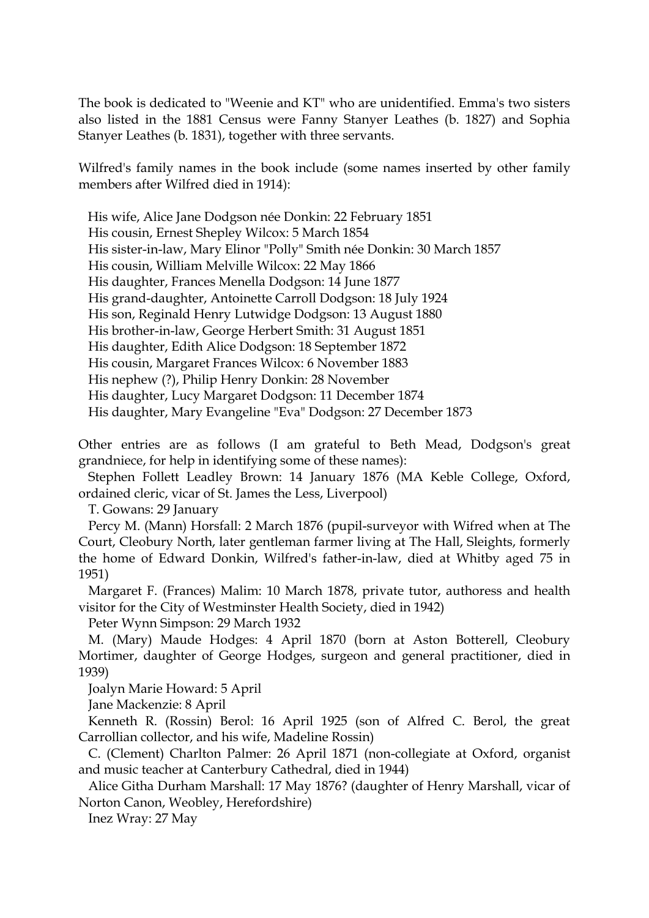The book is dedicated to "Weenie and KT" who are unidentified. Emma's two sisters also listed in the 1881 Census were Fanny Stanyer Leathes (b. 1827) and Sophia Stanyer Leathes (b. 1831), together with three servants.

Wilfred's family names in the book include (some names inserted by other family members after Wilfred died in 1914):

His wife, Alice Jane Dodgson née Donkin: 22 February 1851
His cousin, Ernest Shepley Wilcox: 5 March 1854
His sister-in-law, Mary Elinor "Polly" Smith née Donkin: 30 March 1857
His cousin, William Melville Wilcox: 22 May 1866
His daughter, Frances Menella Dodgson: 14 June 1877
His grand-daughter, Antoinette Carroll Dodgson: 18 July 1924
His son, Reginald Henry Lutwidge Dodgson: 13 August 1880
His brother-in-law, George Herbert Smith: 31 August 1851
His daughter, Edith Alice Dodgson: 18 September 1872
His cousin, Margaret Frances Wilcox: 6 November 1883
His nephew (?), Philip Henry Donkin: 28 November
His daughter, Lucy Margaret Dodgson: 11 December 1874
His daughter, Mary Evangeline "Eva" Dodgson: 27 December 1873

Other entries are as follows (I am grateful to Beth Mead, Dodgson's great grandniece, for help in identifying some of these names):

Stephen Follett Leadley Brown: 14 January 1876 (MA Keble College, Oxford, ordained cleric, vicar of St. James the Less, Liverpool)

T. Gowans: 29 January

Percy M. (Mann) Horsfall: 2 March 1876 (pupil-surveyor with Wifred when at The Court, Cleobury North, later gentleman farmer living at The Hall, Sleights, formerly the home of Edward Donkin, Wilfred's father-in-law, died at Whitby aged 75 in 1951)

Margaret F. (Frances) Malim: 10 March 1878, private tutor, authoress and health visitor for the City of Westminster Health Society, died in 1942)

Peter Wynn Simpson: 29 March 1932

M. (Mary) Maude Hodges: 4 April 1870 (born at Aston Botterell, Cleobury Mortimer, daughter of George Hodges, surgeon and general practitioner, died in 1939)

Joalyn Marie Howard: 5 April

Jane Mackenzie: 8 April

Kenneth R. (Rossin) Berol: 16 April 1925 (son of Alfred C. Berol, the great Carrollian collector, and his wife, Madeline Rossin)

C. (Clement) Charlton Palmer: 26 April 1871 (non-collegiate at Oxford, organist and music teacher at Canterbury Cathedral, died in 1944)

Alice Githa Durham Marshall: 17 May 1876? (daughter of Henry Marshall, vicar of Norton Canon, Weobley, Herefordshire)

Inez Wray: 27 May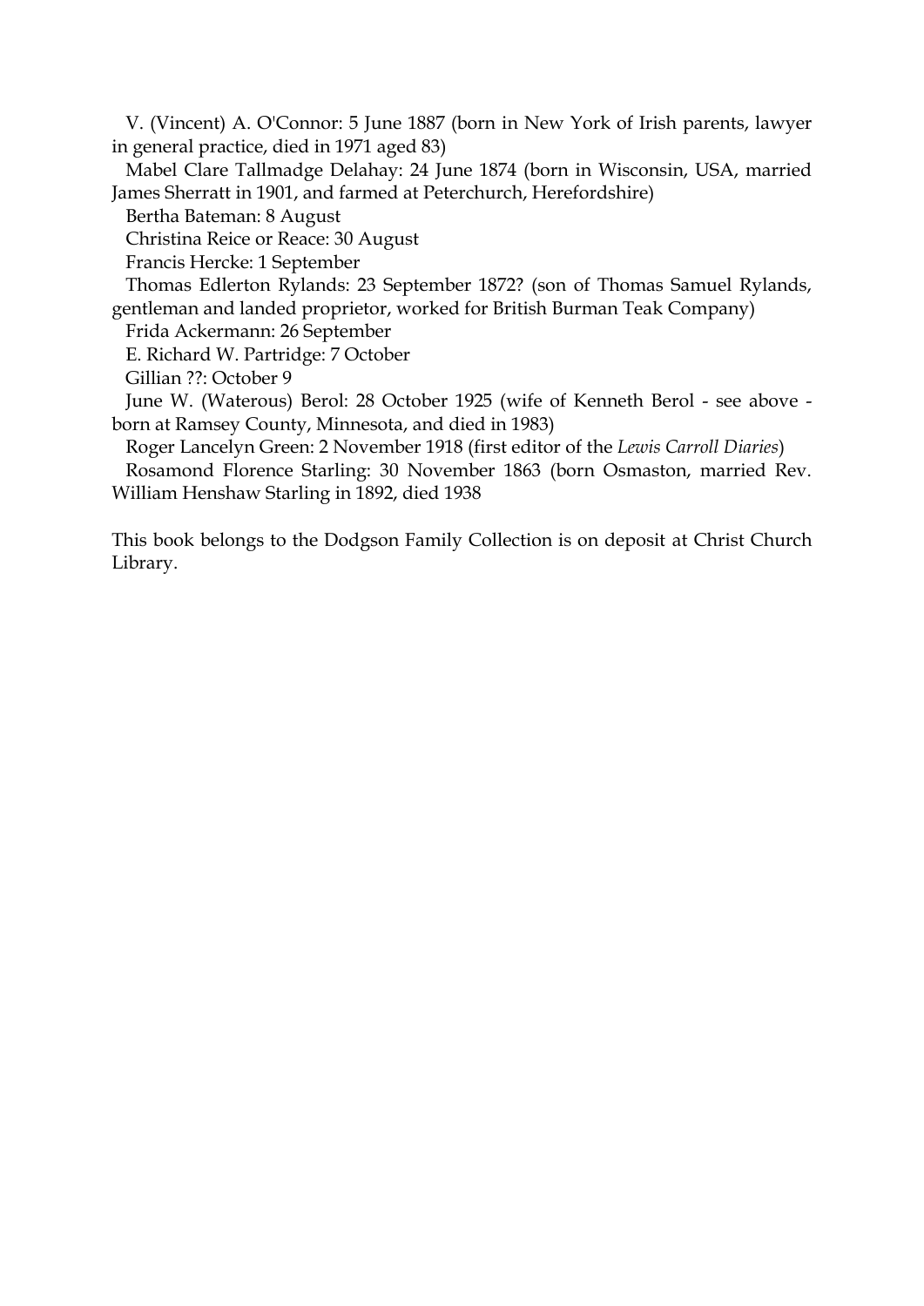V. (Vincent) A. O'Connor: 5 June 1887 (born in New York of Irish parents, lawyer in general practice, died in 1971 aged 83)

Mabel Clare Tallmadge Delahay: 24 June 1874 (born in Wisconsin, USA, married James Sherratt in 1901, and farmed at Peterchurch, Herefordshire)

Bertha Bateman: 8 August

Christina Reice or Reace: 30 August

Francis Hercke: 1 September

Thomas Edlerton Rylands: 23 September 1872? (son of Thomas Samuel Rylands, gentleman and landed proprietor, worked for British Burman Teak Company)

Frida Ackermann: 26 September

E. Richard W. Partridge: 7 October

Gillian ??: October 9

June W. (Waterous) Berol: 28 October 1925 (wife of Kenneth Berol - see above - born at Ramsey County, Minnesota, and died in 1983)

Roger Lancelyn Green: 2 November 1918 (first editor of the *Lewis Carroll Diaries*)

Rosamond Florence Starling: 30 November 1863 (born Osmaston, married Rev. William Henshaw Starling in 1892, died 1938

This book belongs to the Dodgson Family Collection is on deposit at Christ Church Library.